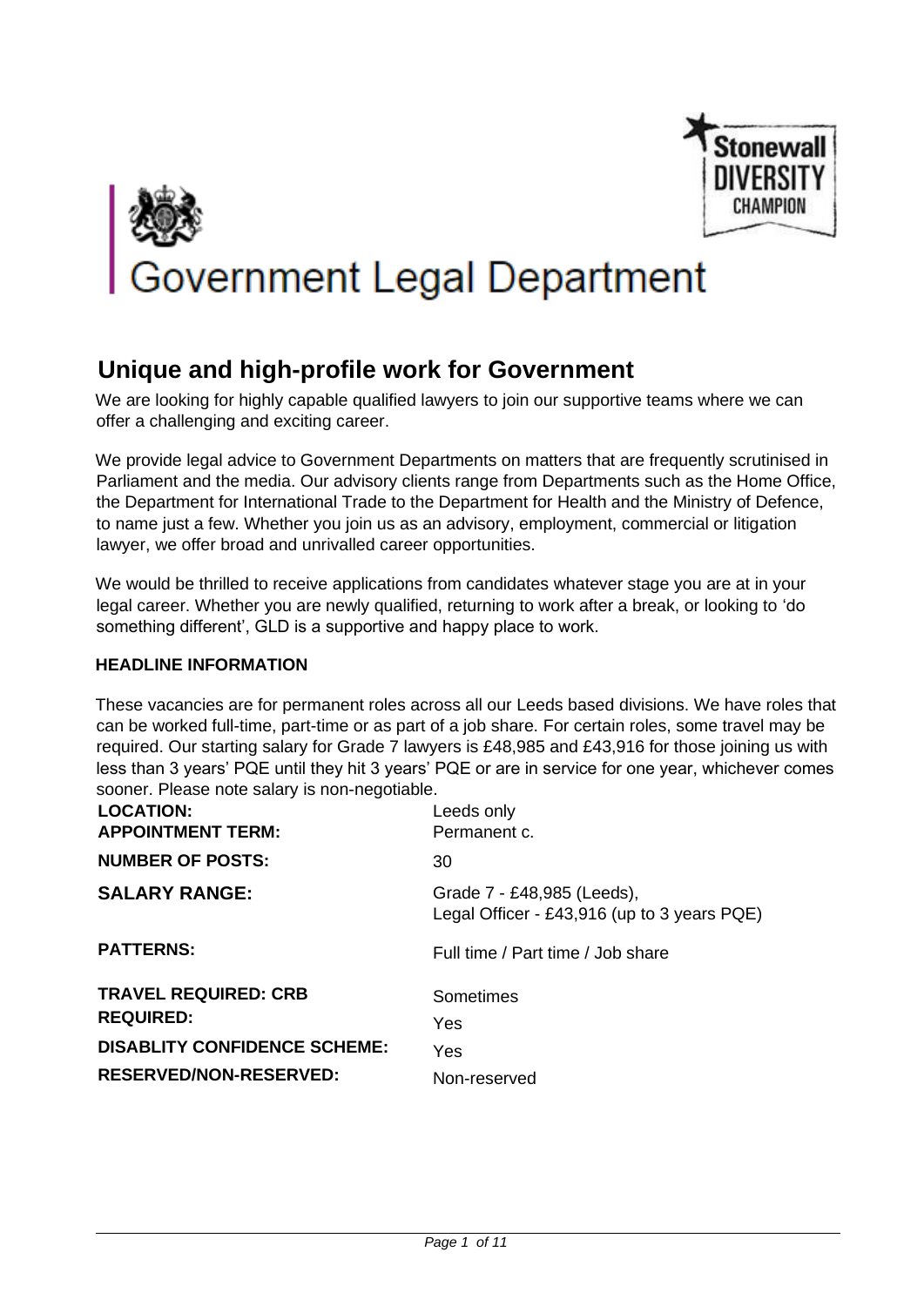# Government Legal Department

Stonewall DIVERSITY CHAMPION

## Unique and high-profile work for Government

We are looking for highly capable qualified lawyers to join our supportive teams where we can offer a challenging and exciting career.

We provide legal advice to Government Departments on matters that are frequently scrutinised in Parliament and the media. Our advisory clients range from Departments such as the Home Office, the Department for International Trade to the Department for Health and the Ministry of Defence, to name just a few. Whether you join us as an advisory, employment, commercial or litigation lawyer, we offer broad and unrivalled career opportunities.

We would be thrilled to receive applications from candidates whatever stage you are at in your legal career. Whether you are newly qualified, returning to work after a break, or looking to 'do something different', GLD is a supportive and happy place to work.

### HEADLINE INFORMATION

These vacancies are for permanent roles across all our Leeds based divisions. We have roles that can be worked full-time, part-time or as part of a job share. For certain roles, some travel may be required. Our starting salary for Grade 7 lawyers is £48,985 and £43,916 for those joining us with less than 3 years' PQE until they hit 3 years' PQE or are in service for one year, whichever comes sooner. Please note salary is non-negotiable.

| | |
|---|---|
| **LOCATION:** | Leeds only |
| **APPOINTMENT TERM:** | Permanent c. |
| **NUMBER OF POSTS:** | 30 |
| **SALARY RANGE:** | Grade 7 - £48,985 (Leeds),<br>Legal Officer - £43,916 (up to 3 years PQE) |
| **PATTERNS:** | Full time / Part time / Job share |
| **TRAVEL REQUIRED:** | Sometimes |
| **CRB REQUIRED:** | Yes |
| **DISABLITY CONFIDENCE SCHEME:** | Yes |
| **RESERVED/NON-RESERVED:** | Non-reserved |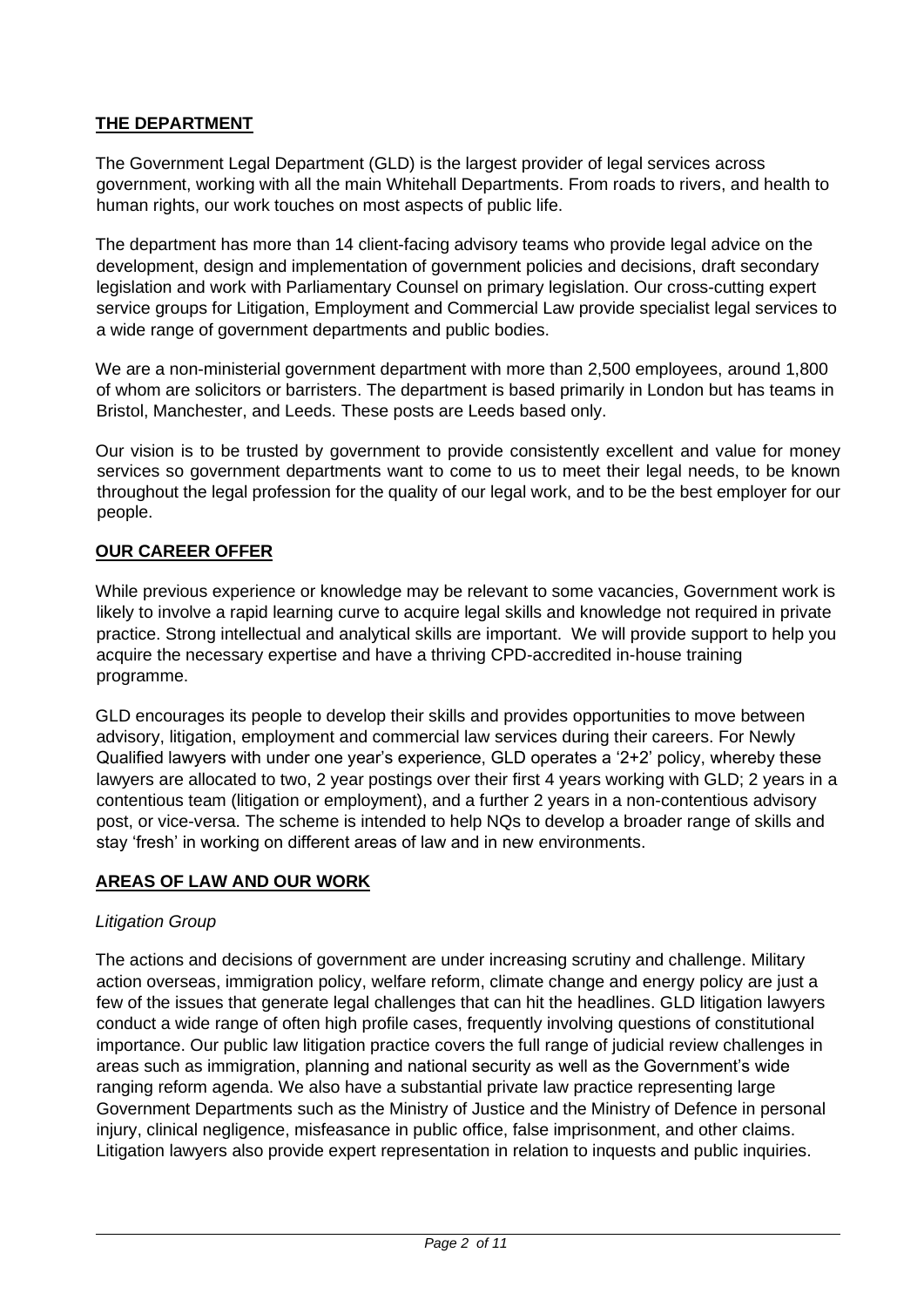## **THE DEPARTMENT**

The Government Legal Department (GLD) is the largest provider of legal services across government, working with all the main Whitehall Departments. From roads to rivers, and health to human rights, our work touches on most aspects of public life.

The department has more than 14 client-facing advisory teams who provide legal advice on the development, design and implementation of government policies and decisions, draft secondary legislation and work with Parliamentary Counsel on primary legislation. Our cross-cutting expert service groups for Litigation, Employment and Commercial Law provide specialist legal services to a wide range of government departments and public bodies.

We are a non-ministerial government department with more than 2,500 employees, around 1,800 of whom are solicitors or barristers. The department is based primarily in London but has teams in Bristol, Manchester, and Leeds. These posts are Leeds based only.

Our vision is to be trusted by government to provide consistently excellent and value for money services so government departments want to come to us to meet their legal needs, to be known throughout the legal profession for the quality of our legal work, and to be the best employer for our people.

## **OUR CAREER OFFER**

While previous experience or knowledge may be relevant to some vacancies, Government work is likely to involve a rapid learning curve to acquire legal skills and knowledge not required in private practice. Strong intellectual and analytical skills are important. We will provide support to help you acquire the necessary expertise and have a thriving CPD-accredited in-house training programme.

GLD encourages its people to develop their skills and provides opportunities to move between advisory, litigation, employment and commercial law services during their careers. For Newly Qualified lawyers with under one year's experience, GLD operates a '2+2' policy, whereby these lawyers are allocated to two, 2 year postings over their first 4 years working with GLD; 2 years in a contentious team (litigation or employment), and a further 2 years in a non-contentious advisory post, or vice-versa. The scheme is intended to help NQs to develop a broader range of skills and stay 'fresh' in working on different areas of law and in new environments.

## **AREAS OF LAW AND OUR WORK**

*Litigation Group*

The actions and decisions of government are under increasing scrutiny and challenge. Military action overseas, immigration policy, welfare reform, climate change and energy policy are just a few of the issues that generate legal challenges that can hit the headlines. GLD litigation lawyers conduct a wide range of often high profile cases, frequently involving questions of constitutional importance. Our public law litigation practice covers the full range of judicial review challenges in areas such as immigration, planning and national security as well as the Government's wide ranging reform agenda. We also have a substantial private law practice representing large Government Departments such as the Ministry of Justice and the Ministry of Defence in personal injury, clinical negligence, misfeasance in public office, false imprisonment, and other claims. Litigation lawyers also provide expert representation in relation to inquests and public inquiries.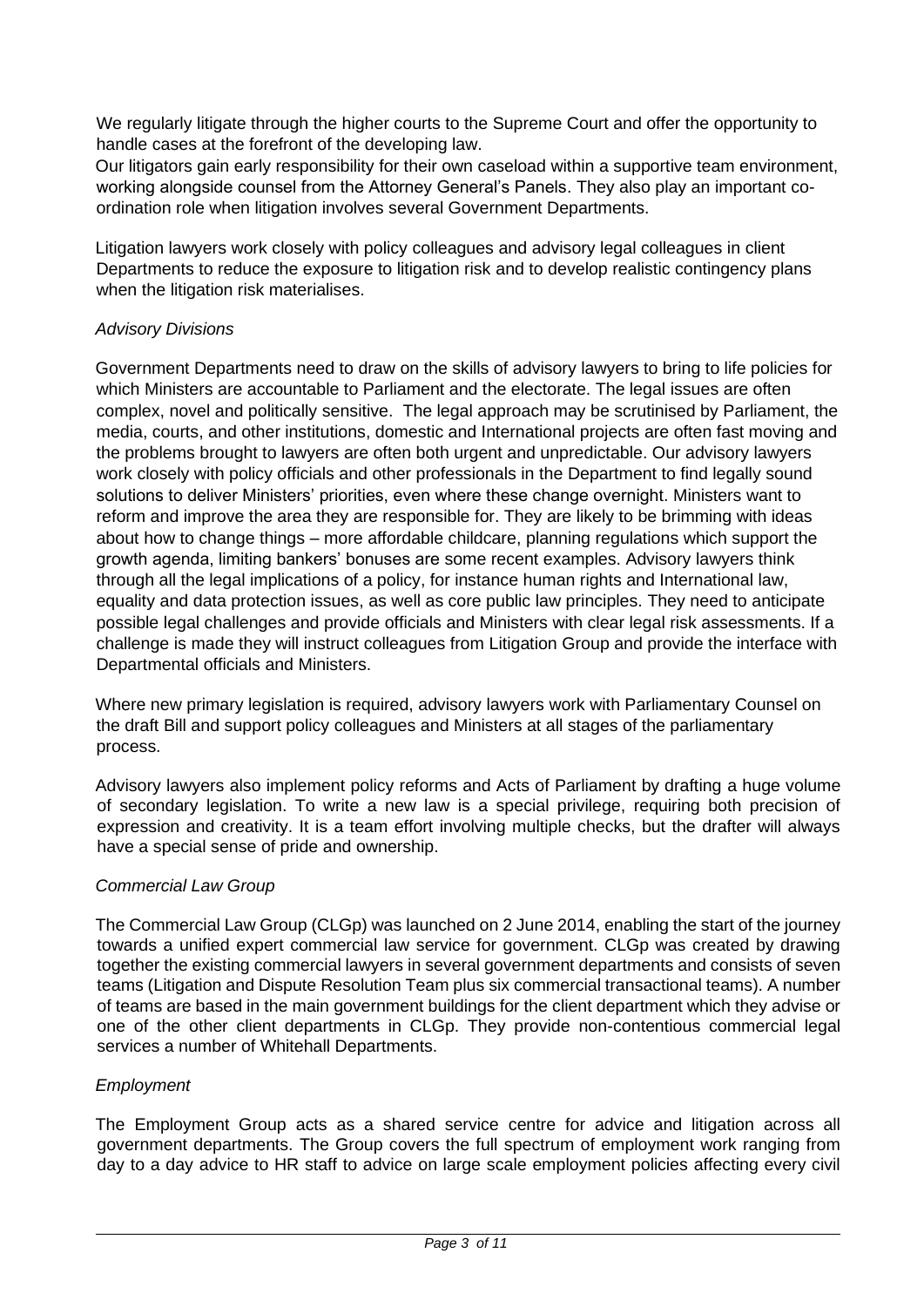We regularly litigate through the higher courts to the Supreme Court and offer the opportunity to handle cases at the forefront of the developing law.
Our litigators gain early responsibility for their own caseload within a supportive team environment, working alongside counsel from the Attorney General's Panels. They also play an important co-ordination role when litigation involves several Government Departments.

Litigation lawyers work closely with policy colleagues and advisory legal colleagues in client Departments to reduce the exposure to litigation risk and to develop realistic contingency plans when the litigation risk materialises.

### *Advisory Divisions*

Government Departments need to draw on the skills of advisory lawyers to bring to life policies for which Ministers are accountable to Parliament and the electorate. The legal issues are often complex, novel and politically sensitive. The legal approach may be scrutinised by Parliament, the media, courts, and other institutions, domestic and International projects are often fast moving and the problems brought to lawyers are often both urgent and unpredictable. Our advisory lawyers work closely with policy officials and other professionals in the Department to find legally sound solutions to deliver Ministers' priorities, even where these change overnight. Ministers want to reform and improve the area they are responsible for. They are likely to be brimming with ideas about how to change things – more affordable childcare, planning regulations which support the growth agenda, limiting bankers' bonuses are some recent examples. Advisory lawyers think through all the legal implications of a policy, for instance human rights and International law, equality and data protection issues, as well as core public law principles. They need to anticipate possible legal challenges and provide officials and Ministers with clear legal risk assessments. If a challenge is made they will instruct colleagues from Litigation Group and provide the interface with Departmental officials and Ministers.

Where new primary legislation is required, advisory lawyers work with Parliamentary Counsel on the draft Bill and support policy colleagues and Ministers at all stages of the parliamentary process.

Advisory lawyers also implement policy reforms and Acts of Parliament by drafting a huge volume of secondary legislation. To write a new law is a special privilege, requiring both precision of expression and creativity. It is a team effort involving multiple checks, but the drafter will always have a special sense of pride and ownership.

### *Commercial Law Group*

The Commercial Law Group (CLGp) was launched on 2 June 2014, enabling the start of the journey towards a unified expert commercial law service for government. CLGp was created by drawing together the existing commercial lawyers in several government departments and consists of seven teams (Litigation and Dispute Resolution Team plus six commercial transactional teams). A number of teams are based in the main government buildings for the client department which they advise or one of the other client departments in CLGp. They provide non-contentious commercial legal services a number of Whitehall Departments.

### *Employment*

The Employment Group acts as a shared service centre for advice and litigation across all government departments. The Group covers the full spectrum of employment work ranging from day to a day advice to HR staff to advice on large scale employment policies affecting every civil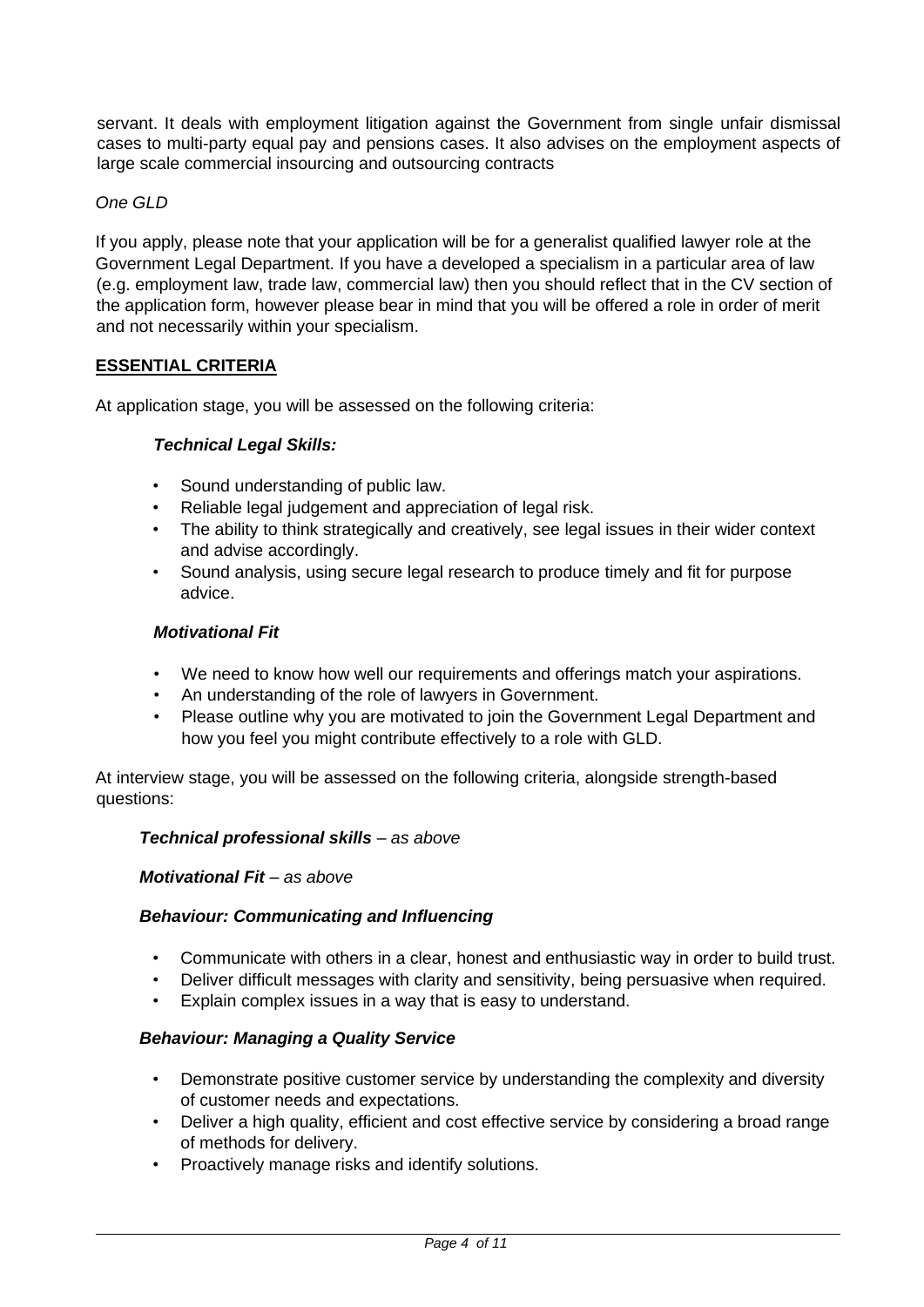servant. It deals with employment litigation against the Government from single unfair dismissal cases to multi-party equal pay and pensions cases. It also advises on the employment aspects of large scale commercial insourcing and outsourcing contracts

*One GLD*

If you apply, please note that your application will be for a generalist qualified lawyer role at the Government Legal Department. If you have a developed a specialism in a particular area of law (e.g. employment law, trade law, commercial law) then you should reflect that in the CV section of the application form, however please bear in mind that you will be offered a role in order of merit and not necessarily within your specialism.

## ESSENTIAL CRITERIA

At application stage, you will be assessed on the following criteria:

***Technical Legal Skills:***

- Sound understanding of public law.
- Reliable legal judgement and appreciation of legal risk.
- The ability to think strategically and creatively, see legal issues in their wider context and advise accordingly.
- Sound analysis, using secure legal research to produce timely and fit for purpose advice.

***Motivational Fit***

- We need to know how well our requirements and offerings match your aspirations.
- An understanding of the role of lawyers in Government.
- Please outline why you are motivated to join the Government Legal Department and how you feel you might contribute effectively to a role with GLD.

At interview stage, you will be assessed on the following criteria, alongside strength-based questions:

***Technical professional skills** – as above*

***Motivational Fit** – as above*

***Behaviour: Communicating and Influencing***

- Communicate with others in a clear, honest and enthusiastic way in order to build trust.
- Deliver difficult messages with clarity and sensitivity, being persuasive when required.
- Explain complex issues in a way that is easy to understand.

***Behaviour: Managing a Quality Service***

- Demonstrate positive customer service by understanding the complexity and diversity of customer needs and expectations.
- Deliver a high quality, efficient and cost effective service by considering a broad range of methods for delivery.
- Proactively manage risks and identify solutions.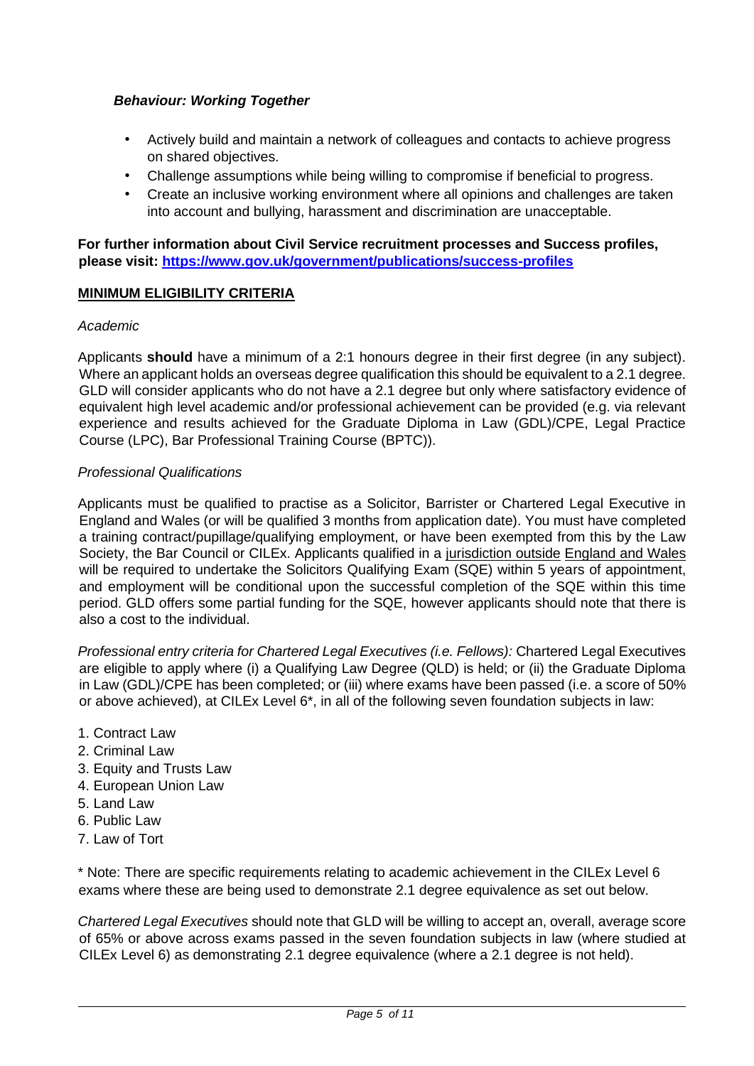***Behaviour: Working Together***

- Actively build and maintain a network of colleagues and contacts to achieve progress on shared objectives.
- Challenge assumptions while being willing to compromise if beneficial to progress.
- Create an inclusive working environment where all opinions and challenges are taken into account and bullying, harassment and discrimination are unacceptable.

**For further information about Civil Service recruitment processes and Success profiles, please visit: [https://www.gov.uk/government/publications/success-profiles](https://www.gov.uk/government/publications/success-profiles)**

**MINIMUM ELIGIBILITY CRITERIA**

*Academic*

Applicants **should** have a minimum of a 2:1 honours degree in their first degree (in any subject). Where an applicant holds an overseas degree qualification this should be equivalent to a 2.1 degree. GLD will consider applicants who do not have a 2.1 degree but only where satisfactory evidence of equivalent high level academic and/or professional achievement can be provided (e.g. via relevant experience and results achieved for the Graduate Diploma in Law (GDL)/CPE, Legal Practice Course (LPC), Bar Professional Training Course (BPTC)).

*Professional Qualifications*

Applicants must be qualified to practise as a Solicitor, Barrister or Chartered Legal Executive in England and Wales (or will be qualified 3 months from application date). You must have completed a training contract/pupillage/qualifying employment, or have been exempted from this by the Law Society, the Bar Council or CILEx. Applicants qualified in a jurisdiction outside England and Wales will be required to undertake the Solicitors Qualifying Exam (SQE) within 5 years of appointment, and employment will be conditional upon the successful completion of the SQE within this time period. GLD offers some partial funding for the SQE, however applicants should note that there is also a cost to the individual.

*Professional entry criteria for Chartered Legal Executives (i.e. Fellows):* Chartered Legal Executives are eligible to apply where (i) a Qualifying Law Degree (QLD) is held; or (ii) the Graduate Diploma in Law (GDL)/CPE has been completed; or (iii) where exams have been passed (i.e. a score of 50% or above achieved), at CILEx Level 6*, in all of the following seven foundation subjects in law:

1. Contract Law
2. Criminal Law
3. Equity and Trusts Law
4. European Union Law
5. Land Law
6. Public Law
7. Law of Tort

* Note: There are specific requirements relating to academic achievement in the CILEx Level 6 exams where these are being used to demonstrate 2.1 degree equivalence as set out below.

*Chartered Legal Executives* should note that GLD will be willing to accept an, overall, average score of 65% or above across exams passed in the seven foundation subjects in law (where studied at CILEx Level 6) as demonstrating 2.1 degree equivalence (where a 2.1 degree is not held).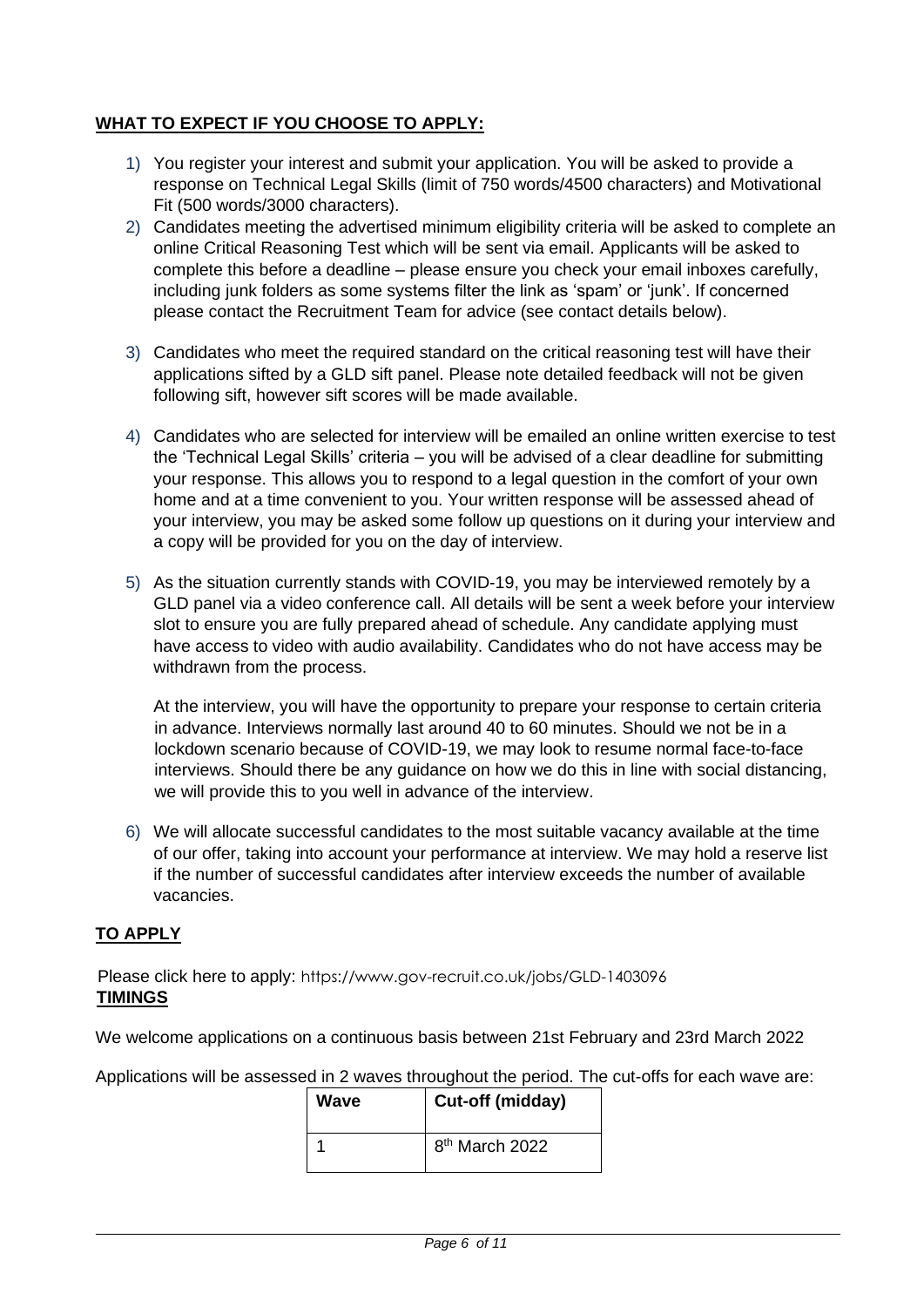## WHAT TO EXPECT IF YOU CHOOSE TO APPLY:

1) You register your interest and submit your application. You will be asked to provide a response on Technical Legal Skills (limit of 750 words/4500 characters) and Motivational Fit (500 words/3000 characters).
2) Candidates meeting the advertised minimum eligibility criteria will be asked to complete an online Critical Reasoning Test which will be sent via email. Applicants will be asked to complete this before a deadline – please ensure you check your email inboxes carefully, including junk folders as some systems filter the link as 'spam' or 'junk'. If concerned please contact the Recruitment Team for advice (see contact details below).
3) Candidates who meet the required standard on the critical reasoning test will have their applications sifted by a GLD sift panel. Please note detailed feedback will not be given following sift, however sift scores will be made available.
4) Candidates who are selected for interview will be emailed an online written exercise to test the 'Technical Legal Skills' criteria – you will be advised of a clear deadline for submitting your response. This allows you to respond to a legal question in the comfort of your own home and at a time convenient to you. Your written response will be assessed ahead of your interview, you may be asked some follow up questions on it during your interview and a copy will be provided for you on the day of interview.
5) As the situation currently stands with COVID-19, you may be interviewed remotely by a GLD panel via a video conference call. All details will be sent a week before your interview slot to ensure you are fully prepared ahead of schedule. Any candidate applying must have access to video with audio availability. Candidates who do not have access may be withdrawn from the process.

   At the interview, you will have the opportunity to prepare your response to certain criteria in advance. Interviews normally last around 40 to 60 minutes. Should we not be in a lockdown scenario because of COVID-19, we may look to resume normal face-to-face interviews. Should there be any guidance on how we do this in line with social distancing, we will provide this to you well in advance of the interview.
6) We will allocate successful candidates to the most suitable vacancy available at the time of our offer, taking into account your performance at interview. We may hold a reserve list if the number of successful candidates after interview exceeds the number of available vacancies.

## TO APPLY

Please click here to apply: https://www.gov-recruit.co.uk/jobs/GLD-1403096

## TIMINGS

We welcome applications on a continuous basis between 21st February and 23rd March 2022

Applications will be assessed in 2 waves throughout the period. The cut-offs for each wave are:

| Wave | Cut-off (midday) |
|---|---|
| 1 | 8th March 2022 |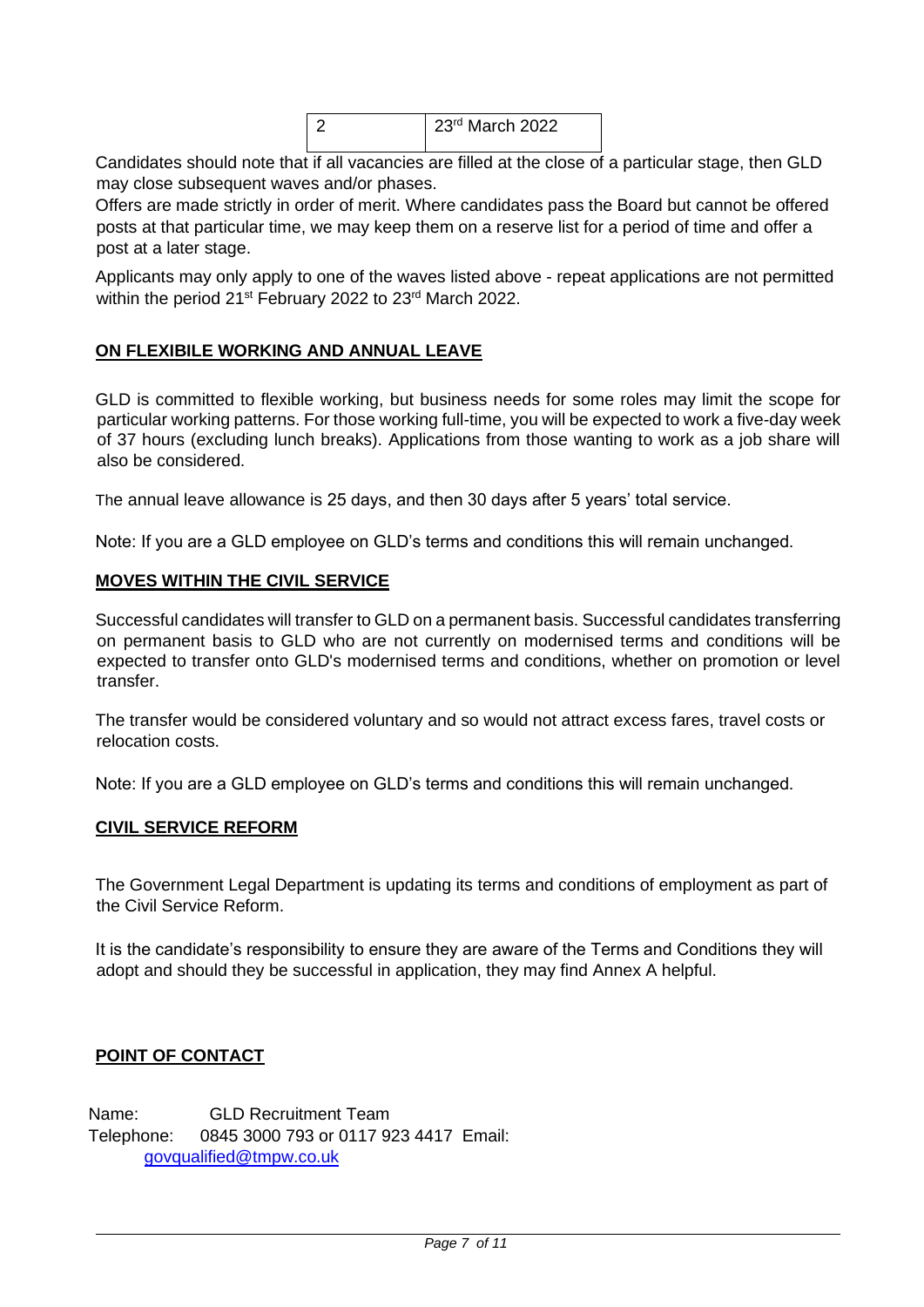| 2 | 23rd March 2022 |
|---|---|

Candidates should note that if all vacancies are filled at the close of a particular stage, then GLD may close subsequent waves and/or phases.

Offers are made strictly in order of merit. Where candidates pass the Board but cannot be offered posts at that particular time, we may keep them on a reserve list for a period of time and offer a post at a later stage.

Applicants may only apply to one of the waves listed above - repeat applications are not permitted within the period 21st February 2022 to 23rd March 2022.

## ON FLEXIBILE WORKING AND ANNUAL LEAVE

GLD is committed to flexible working, but business needs for some roles may limit the scope for particular working patterns. For those working full-time, you will be expected to work a five-day week of 37 hours (excluding lunch breaks). Applications from those wanting to work as a job share will also be considered.

The annual leave allowance is 25 days, and then 30 days after 5 years' total service.

Note: If you are a GLD employee on GLD's terms and conditions this will remain unchanged.

## MOVES WITHIN THE CIVIL SERVICE

Successful candidates will transfer to GLD on a permanent basis. Successful candidates transferring on permanent basis to GLD who are not currently on modernised terms and conditions will be expected to transfer onto GLD's modernised terms and conditions, whether on promotion or level transfer.

The transfer would be considered voluntary and so would not attract excess fares, travel costs or relocation costs.

Note: If you are a GLD employee on GLD's terms and conditions this will remain unchanged.

## CIVIL SERVICE REFORM

The Government Legal Department is updating its terms and conditions of employment as part of the Civil Service Reform.

It is the candidate's responsibility to ensure they are aware of the Terms and Conditions they will adopt and should they be successful in application, they may find Annex A helpful.

## POINT OF CONTACT

Name: GLD Recruitment Team
Telephone: 0845 3000 793 or 0117 923 4417 Email: govqualified@tmpw.co.uk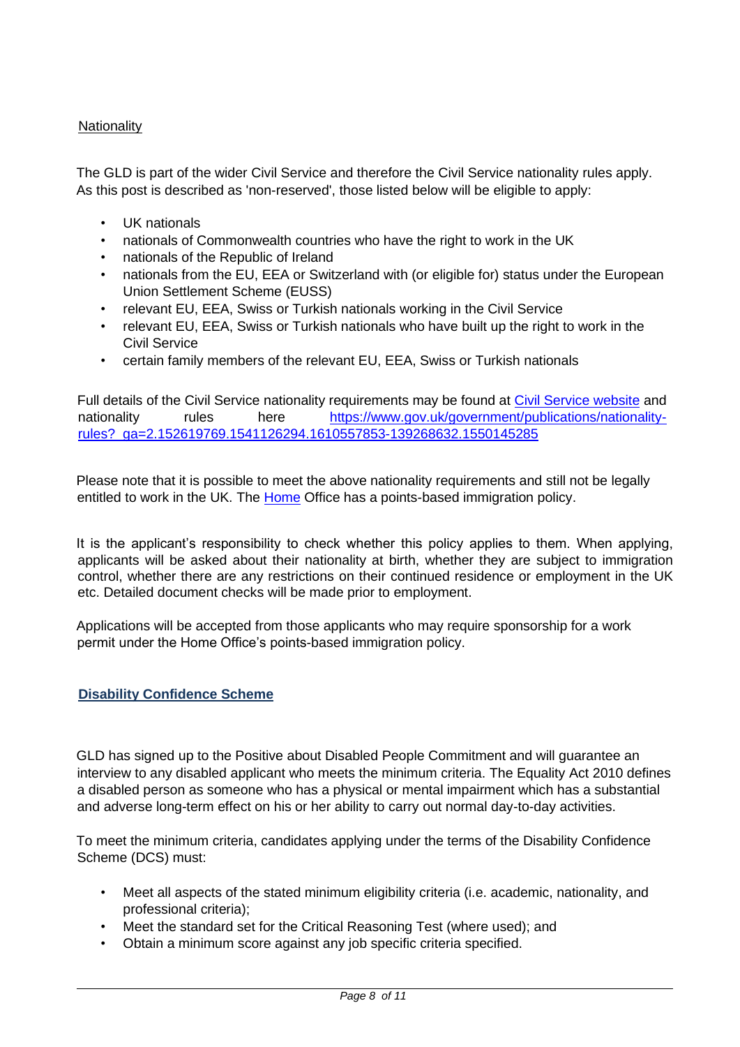Nationality

The GLD is part of the wider Civil Service and therefore the Civil Service nationality rules apply. As this post is described as 'non-reserved', those listed below will be eligible to apply:

- UK nationals
- nationals of Commonwealth countries who have the right to work in the UK
- nationals of the Republic of Ireland
- nationals from the EU, EEA or Switzerland with (or eligible for) status under the European Union Settlement Scheme (EUSS)
- relevant EU, EEA, Swiss or Turkish nationals working in the Civil Service
- relevant EU, EEA, Swiss or Turkish nationals who have built up the right to work in the Civil Service
- certain family members of the relevant EU, EEA, Swiss or Turkish nationals

Full details of the Civil Service nationality requirements may be found at Civil Service website and nationality rules here https://www.gov.uk/government/publications/nationality-rules?_ga=2.152619769.1541126294.1610557853-139268632.1550145285

Please note that it is possible to meet the above nationality requirements and still not be legally entitled to work in the UK. The Home Office has a points-based immigration policy.

It is the applicant's responsibility to check whether this policy applies to them. When applying, applicants will be asked about their nationality at birth, whether they are subject to immigration control, whether there are any restrictions on their continued residence or employment in the UK etc. Detailed document checks will be made prior to employment.

Applications will be accepted from those applicants who may require sponsorship for a work permit under the Home Office's points-based immigration policy.

**Disability Confidence Scheme**

GLD has signed up to the Positive about Disabled People Commitment and will guarantee an interview to any disabled applicant who meets the minimum criteria. The Equality Act 2010 defines a disabled person as someone who has a physical or mental impairment which has a substantial and adverse long-term effect on his or her ability to carry out normal day-to-day activities.

To meet the minimum criteria, candidates applying under the terms of the Disability Confidence Scheme (DCS) must:

- Meet all aspects of the stated minimum eligibility criteria (i.e. academic, nationality, and professional criteria);
- Meet the standard set for the Critical Reasoning Test (where used); and
- Obtain a minimum score against any job specific criteria specified.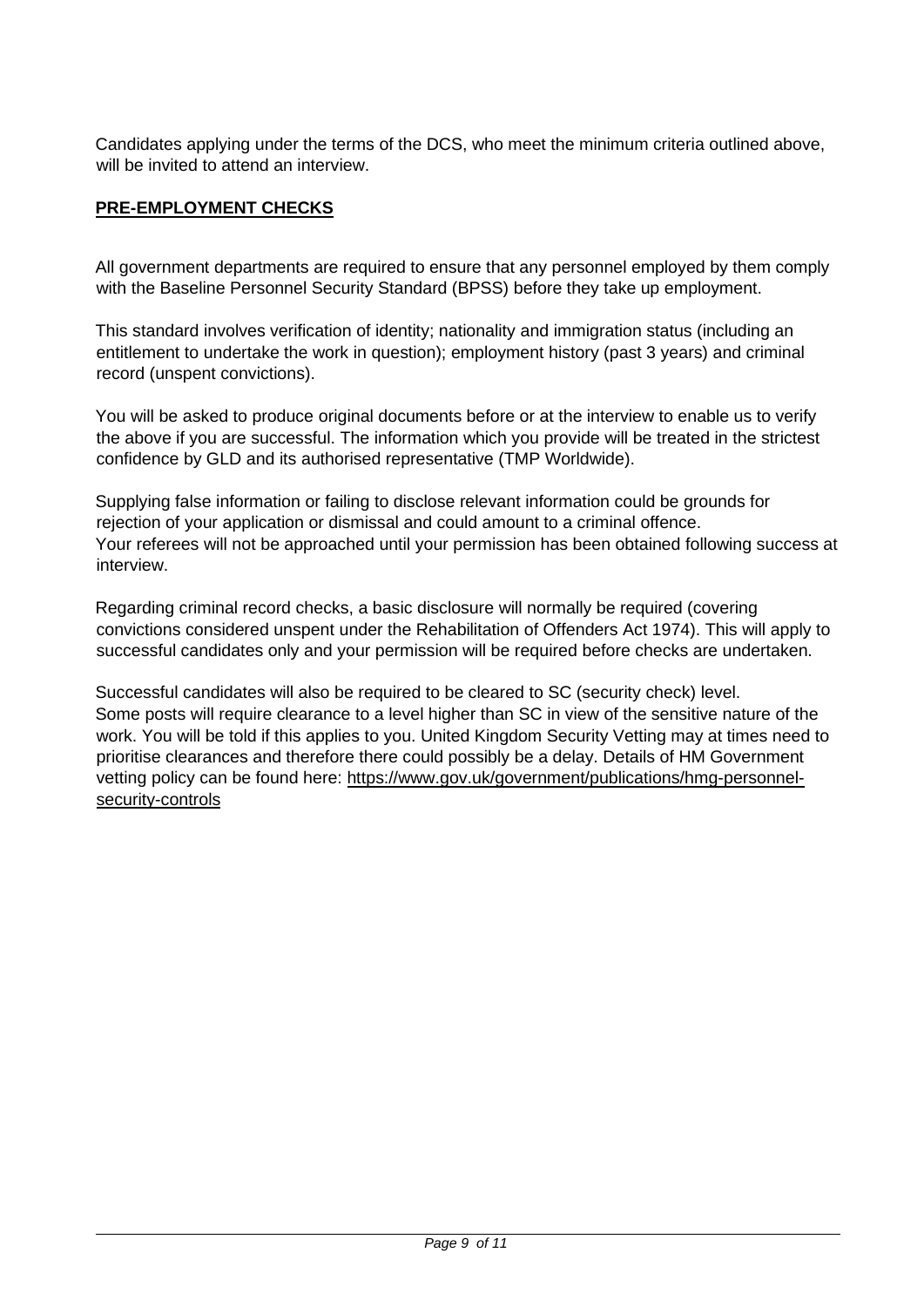Candidates applying under the terms of the DCS, who meet the minimum criteria outlined above, will be invited to attend an interview.

## PRE-EMPLOYMENT CHECKS

All government departments are required to ensure that any personnel employed by them comply with the Baseline Personnel Security Standard (BPSS) before they take up employment.

This standard involves verification of identity; nationality and immigration status (including an entitlement to undertake the work in question); employment history (past 3 years) and criminal record (unspent convictions).

You will be asked to produce original documents before or at the interview to enable us to verify the above if you are successful. The information which you provide will be treated in the strictest confidence by GLD and its authorised representative (TMP Worldwide).

Supplying false information or failing to disclose relevant information could be grounds for rejection of your application or dismissal and could amount to a criminal offence.
Your referees will not be approached until your permission has been obtained following success at interview.

Regarding criminal record checks, a basic disclosure will normally be required (covering convictions considered unspent under the Rehabilitation of Offenders Act 1974). This will apply to successful candidates only and your permission will be required before checks are undertaken.

Successful candidates will also be required to be cleared to SC (security check) level.
Some posts will require clearance to a level higher than SC in view of the sensitive nature of the work. You will be told if this applies to you. United Kingdom Security Vetting may at times need to prioritise clearances and therefore there could possibly be a delay. Details of HM Government vetting policy can be found here: https://www.gov.uk/government/publications/hmg-personnel-security-controls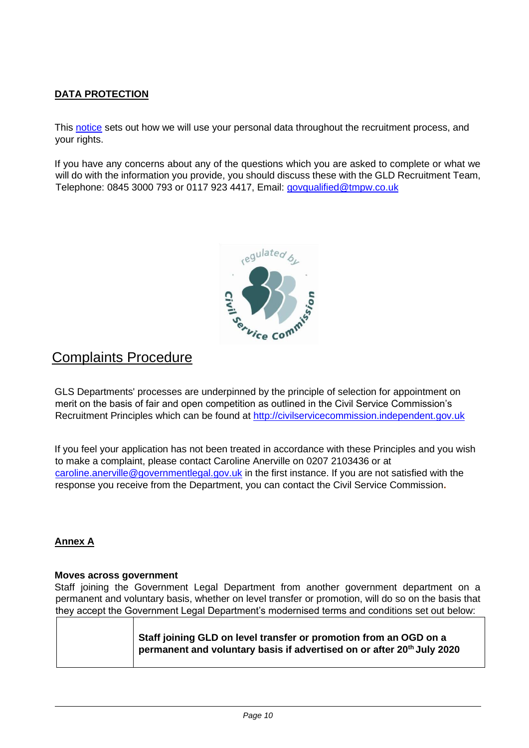**DATA PROTECTION**

This notice sets out how we will use your personal data throughout the recruitment process, and your rights.

If you have any concerns about any of the questions which you are asked to complete or what we will do with the information you provide, you should discuss these with the GLD Recruitment Team, Telephone: 0845 3000 793 or 0117 923 4417, Email: govqualified@tmpw.co.uk

## Complaints Procedure

GLS Departments' processes are underpinned by the principle of selection for appointment on merit on the basis of fair and open competition as outlined in the Civil Service Commission's Recruitment Principles which can be found at http://civilservicecommission.independent.gov.uk

If you feel your application has not been treated in accordance with these Principles and you wish to make a complaint, please contact Caroline Anerville on 0207 2103436 or at caroline.anerville@governmentlegal.gov.uk in the first instance. If you are not satisfied with the response you receive from the Department, you can contact the Civil Service Commission.

**Annex A**

**Moves across government**

Staff joining the Government Legal Department from another government department on a permanent and voluntary basis, whether on level transfer or promotion, will do so on the basis that they accept the Government Legal Department's modernised terms and conditions set out below:

| | **Staff joining GLD on level transfer or promotion from an OGD on a permanent and voluntary basis if advertised on or after 20th July 2020** |
|---|---|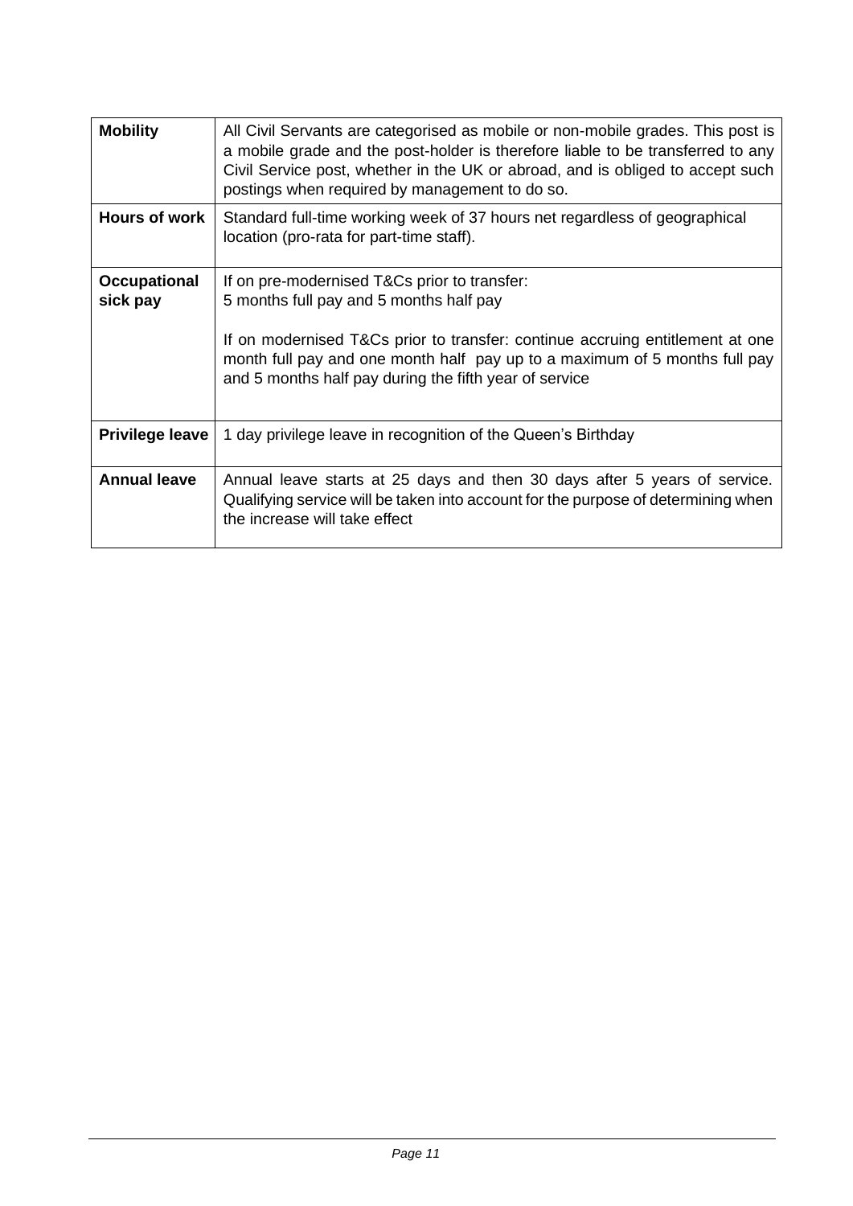| | |
|---|---|
| **Mobility** | All Civil Servants are categorised as mobile or non-mobile grades. This post is a mobile grade and the post-holder is therefore liable to be transferred to any Civil Service post, whether in the UK or abroad, and is obliged to accept such postings when required by management to do so. |
| **Hours of work** | Standard full-time working week of 37 hours net regardless of geographical location (pro-rata for part-time staff). |
| **Occupational sick pay** | If on pre-modernised T&Cs prior to transfer: 5 months full pay and 5 months half pay<br><br>If on modernised T&Cs prior to transfer: continue accruing entitlement at one month full pay and one month half pay up to a maximum of 5 months full pay and 5 months half pay during the fifth year of service |
| **Privilege leave** | 1 day privilege leave in recognition of the Queen's Birthday |
| **Annual leave** | Annual leave starts at 25 days and then 30 days after 5 years of service. Qualifying service will be taken into account for the purpose of determining when the increase will take effect |